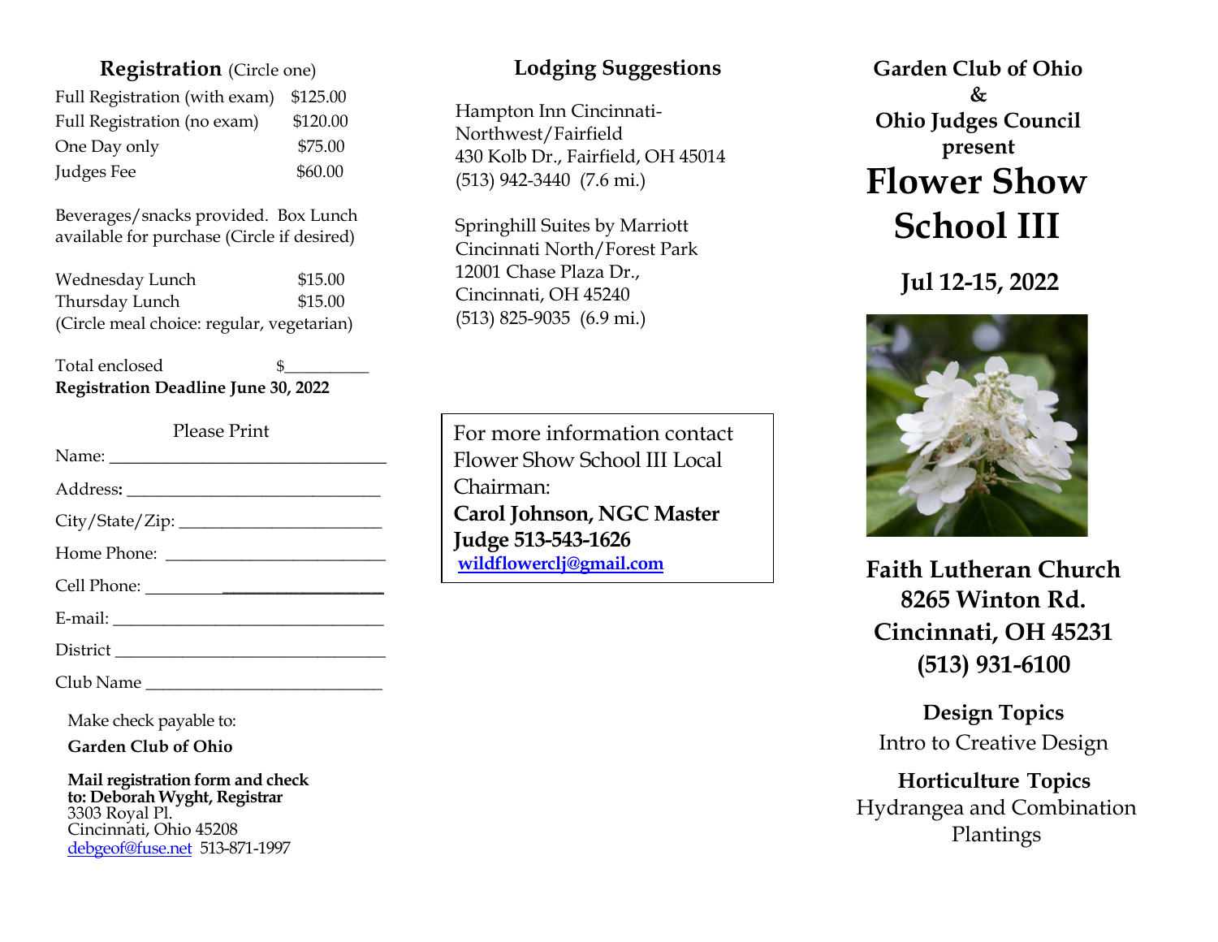## Registration (Circle one)

| | |
|---|---|
| Full Registration (with exam) | $125.00 |
| Full Registration (no exam) | $120.00 |
| One Day only | $75.00 |
| Judges Fee | $60.00 |

Beverages/snacks provided. Box Lunch available for purchase (Circle if desired)

| | |
|---|---|
| Wednesday Lunch | $15.00 |
| Thursday Lunch | $15.00 |

(Circle meal choice: regular, vegetarian)

Total enclosed $__________

**Registration Deadline June 30, 2022**

Please Print

Name: ________________________________

Address: ______________________________

City/State/Zip: _______________________

Home Phone: _________________________

Cell Phone: ___________________________

E-mail: _______________________________

District _______________________________

Club Name ____________________________

Make check payable to:

**Garden Club of Ohio**

**Mail registration form and check to: Deborah Wyght, Registrar**
3303 Royal Pl.
Cincinnati, Ohio 45208
debgeof@fuse.net 513-871-1997

## Lodging Suggestions

Hampton Inn Cincinnati-Northwest/Fairfield
430 Kolb Dr., Fairfield, OH 45014
(513) 942-3440 (7.6 mi.)

Springhill Suites by Marriott
Cincinnati North/Forest Park
12001 Chase Plaza Dr.,
Cincinnati, OH 45240
(513) 825-9035 (6.9 mi.)

For more information contact Flower Show School III Local Chairman:
**Carol Johnson, NGC Master Judge 513-543-1626**
**wildflowerclj@gmail.com**

**Garden Club of Ohio**
**&**
**Ohio Judges Council**
**present**

# Flower Show School III

## Jul 12-15, 2022

**Faith Lutheran Church**
**8265 Winton Rd.**
**Cincinnati, OH 45231**
**(513) 931-6100**

**Design Topics**
Intro to Creative Design

**Horticulture Topics**
Hydrangea and Combination Plantings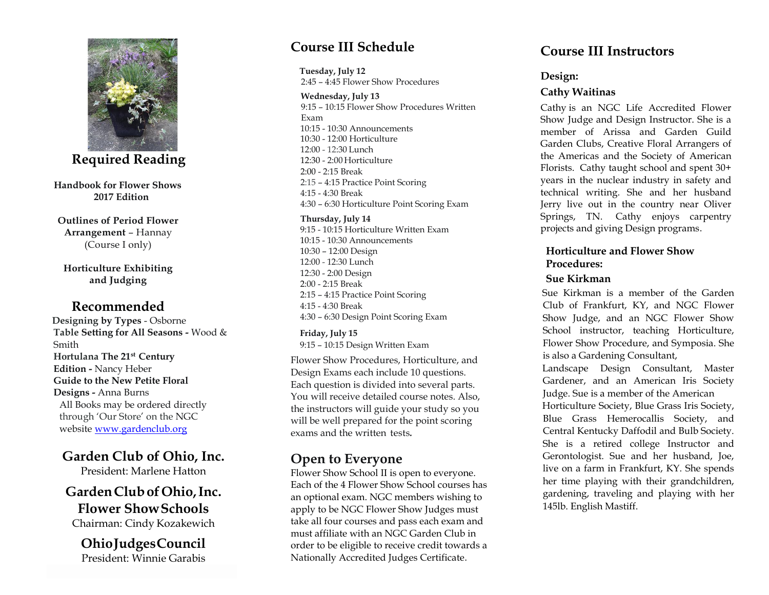## Required Reading

**Handbook for Flower Shows**
**2017 Edition**

**Outlines of Period Flower Arrangement** – Hannay
(Course I only)

**Horticulture Exhibiting and Judging**

## Recommended

**Designing by Types** - Osborne
**Table Setting for All Seasons -** Wood & Smith
**Hortulana The 21st Century Edition -** Nancy Heber
**Guide to the New Petite Floral Designs -** Anna Burns

All Books may be ordered directly through 'Our Store' on the NGC website www.gardenclub.org

### Garden Club of Ohio, Inc.

President: Marlene Hatton

### Garden Club of Ohio, Inc. Flower Show Schools

Chairman: Cindy Kozakewich

### Ohio Judges Council

President: Winnie Garabis

## Course III Schedule

**Tuesday, July 12**
2:45 – 4:45 Flower Show Procedures

**Wednesday, July 13**
9:15 – 10:15 Flower Show Procedures Written Exam
10:15 - 10:30 Announcements
10:30 - 12:00 Horticulture
12:00 - 12:30 Lunch
12:30 - 2:00 Horticulture
2:00 - 2:15 Break
2:15 – 4:15 Practice Point Scoring
4:15 - 4:30 Break
4:30 – 6:30 Horticulture Point Scoring Exam

**Thursday, July 14**
9:15 - 10:15 Horticulture Written Exam
10:15 - 10:30 Announcements
10:30 – 12:00 Design
12:00 - 12:30 Lunch
12:30 - 2:00 Design
2:00 - 2:15 Break
2:15 – 4:15 Practice Point Scoring
4:15 - 4:30 Break
4:30 – 6:30 Design Point Scoring Exam

**Friday, July 15**
9:15 – 10:15 Design Written Exam

Flower Show Procedures, Horticulture, and Design Exams each include 10 questions. Each question is divided into several parts. You will receive detailed course notes. Also, the instructors will guide your study so you will be well prepared for the point scoring exams and the written tests.

## Open to Everyone

Flower Show School II is open to everyone. Each of the 4 Flower Show School courses has an optional exam. NGC members wishing to apply to be NGC Flower Show Judges must take all four courses and pass each exam and must affiliate with an NGC Garden Club in order to be eligible to receive credit towards a Nationally Accredited Judges Certificate.

## Course III Instructors

### Design:

### Cathy Waitinas

Cathy is an NGC Life Accredited Flower Show Judge and Design Instructor. She is a member of Arissa and Garden Guild Garden Clubs, Creative Floral Arrangers of the Americas and the Society of American Florists. Cathy taught school and spent 30+ years in the nuclear industry in safety and technical writing. She and her husband Jerry live out in the country near Oliver Springs, TN. Cathy enjoys carpentry projects and giving Design programs.

### Horticulture and Flower Show Procedures:

### Sue Kirkman

Sue Kirkman is a member of the Garden Club of Frankfurt, KY, and NGC Flower Show Judge, and an NGC Flower Show School instructor, teaching Horticulture, Flower Show Procedure, and Symposia. She is also a Gardening Consultant, Landscape Design Consultant, Master Gardener, and an American Iris Society Judge. Sue is a member of the American Horticulture Society, Blue Grass Iris Society, Blue Grass Hemerocallis Society, and Central Kentucky Daffodil and Bulb Society. She is a retired college Instructor and Gerontologist. Sue and her husband, Joe, live on a farm in Frankfurt, KY. She spends her time playing with their grandchildren, gardening, traveling and playing with her 145lb. English Mastiff.